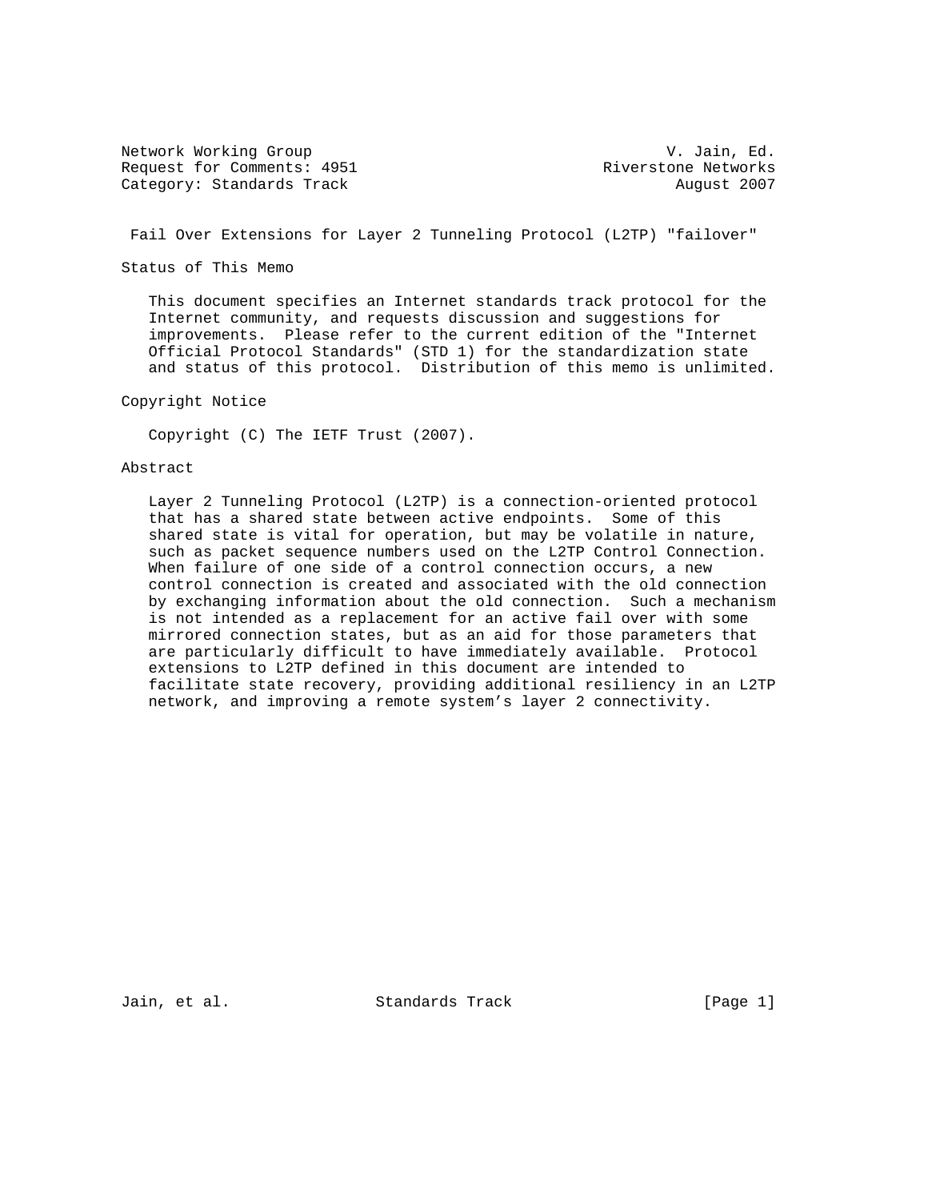Network Working Group V. Jain, Ed.
Request for Comments: 4951 Riverstone Networks
Category: Standards Track August 2007

# Fail Over Extensions for Layer 2 Tunneling Protocol (L2TP) "failover"

## Status of This Memo

This document specifies an Internet standards track protocol for the Internet community, and requests discussion and suggestions for improvements. Please refer to the current edition of the "Internet Official Protocol Standards" (STD 1) for the standardization state and status of this protocol. Distribution of this memo is unlimited.

## Copyright Notice

Copyright (C) The IETF Trust (2007).

## Abstract

Layer 2 Tunneling Protocol (L2TP) is a connection-oriented protocol that has a shared state between active endpoints. Some of this shared state is vital for operation, but may be volatile in nature, such as packet sequence numbers used on the L2TP Control Connection. When failure of one side of a control connection occurs, a new control connection is created and associated with the old connection by exchanging information about the old connection. Such a mechanism is not intended as a replacement for an active fail over with some mirrored connection states, but as an aid for those parameters that are particularly difficult to have immediately available. Protocol extensions to L2TP defined in this document are intended to facilitate state recovery, providing additional resiliency in an L2TP network, and improving a remote system's layer 2 connectivity.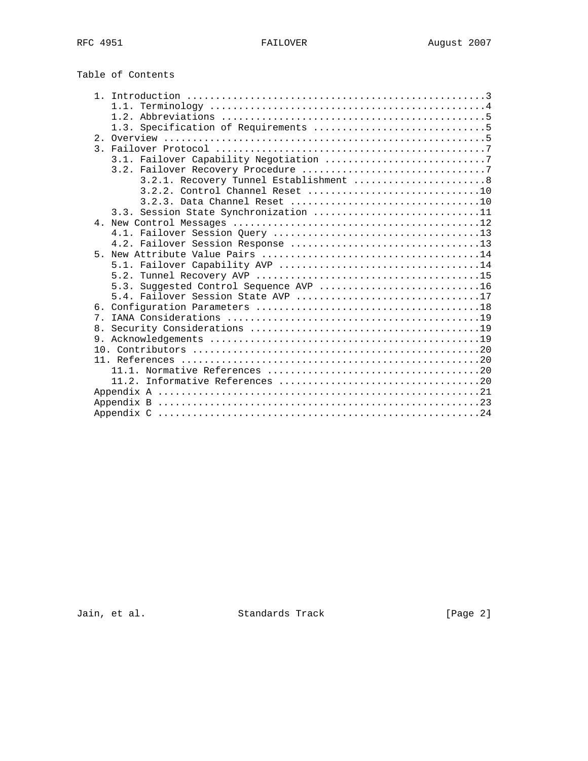## Table of Contents

```
   1. Introduction ....................................................3
      1.1. Terminology ................................................4
      1.2. Abbreviations ..............................................5
      1.3. Specification of Requirements ..............................5
   2. Overview ........................................................5
   3. Failover Protocol ...............................................7
      3.1. Failover Capability Negotiation ............................7
      3.2. Failover Recovery Procedure ................................7
           3.2.1. Recovery Tunnel Establishment .......................8
           3.2.2. Control Channel Reset ..............................10
           3.2.3. Data Channel Reset .................................10
      3.3. Session State Synchronization .............................11
   4. New Control Messages ...........................................12
      4.1. Failover Session Query ....................................13
      4.2. Failover Session Response .................................13
   5. New Attribute Value Pairs ......................................14
      5.1. Failover Capability AVP ...................................14
      5.2. Tunnel Recovery AVP .......................................15
      5.3. Suggested Control Sequence AVP ............................16
      5.4. Failover Session State AVP ................................17
   6. Configuration Parameters .......................................18
   7. IANA Considerations ............................................19
   8. Security Considerations ........................................19
   9. Acknowledgements ...............................................19
   10. Contributors ..................................................20
   11. References ....................................................20
      11.1. Normative References .....................................20
      11.2. Informative References ...................................20
   Appendix A ........................................................21
   Appendix B ........................................................23
   Appendix C ........................................................24
```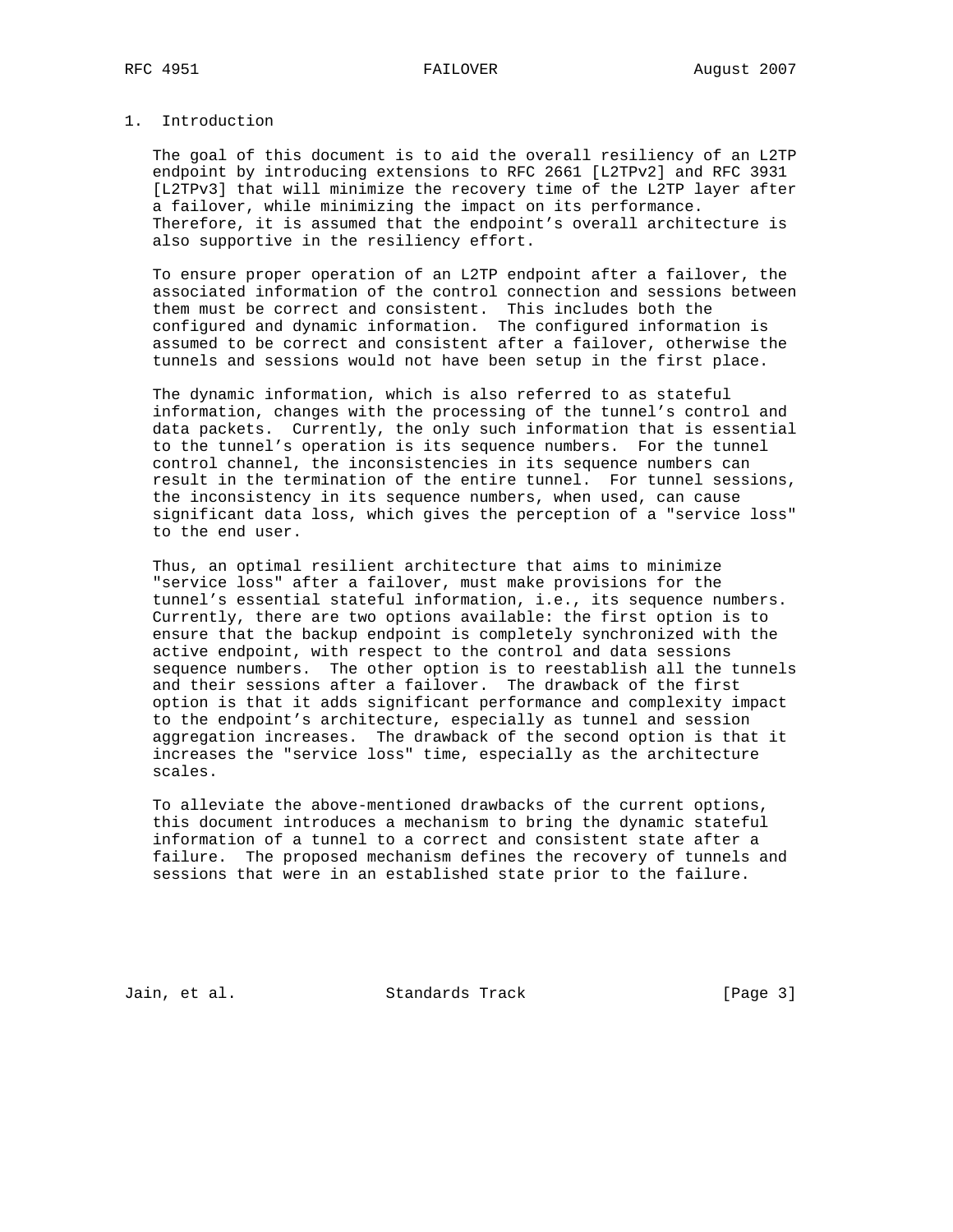# 1. Introduction

The goal of this document is to aid the overall resiliency of an L2TP endpoint by introducing extensions to RFC 2661 [L2TPv2] and RFC 3931 [L2TPv3] that will minimize the recovery time of the L2TP layer after a failover, while minimizing the impact on its performance. Therefore, it is assumed that the endpoint's overall architecture is also supportive in the resiliency effort.

To ensure proper operation of an L2TP endpoint after a failover, the associated information of the control connection and sessions between them must be correct and consistent. This includes both the configured and dynamic information. The configured information is assumed to be correct and consistent after a failover, otherwise the tunnels and sessions would not have been setup in the first place.

The dynamic information, which is also referred to as stateful information, changes with the processing of the tunnel's control and data packets. Currently, the only such information that is essential to the tunnel's operation is its sequence numbers. For the tunnel control channel, the inconsistencies in its sequence numbers can result in the termination of the entire tunnel. For tunnel sessions, the inconsistency in its sequence numbers, when used, can cause significant data loss, which gives the perception of a "service loss" to the end user.

Thus, an optimal resilient architecture that aims to minimize "service loss" after a failover, must make provisions for the tunnel's essential stateful information, i.e., its sequence numbers. Currently, there are two options available: the first option is to ensure that the backup endpoint is completely synchronized with the active endpoint, with respect to the control and data sessions sequence numbers. The other option is to reestablish all the tunnels and their sessions after a failover. The drawback of the first option is that it adds significant performance and complexity impact to the endpoint's architecture, especially as tunnel and session aggregation increases. The drawback of the second option is that it increases the "service loss" time, especially as the architecture scales.

To alleviate the above-mentioned drawbacks of the current options, this document introduces a mechanism to bring the dynamic stateful information of a tunnel to a correct and consistent state after a failure. The proposed mechanism defines the recovery of tunnels and sessions that were in an established state prior to the failure.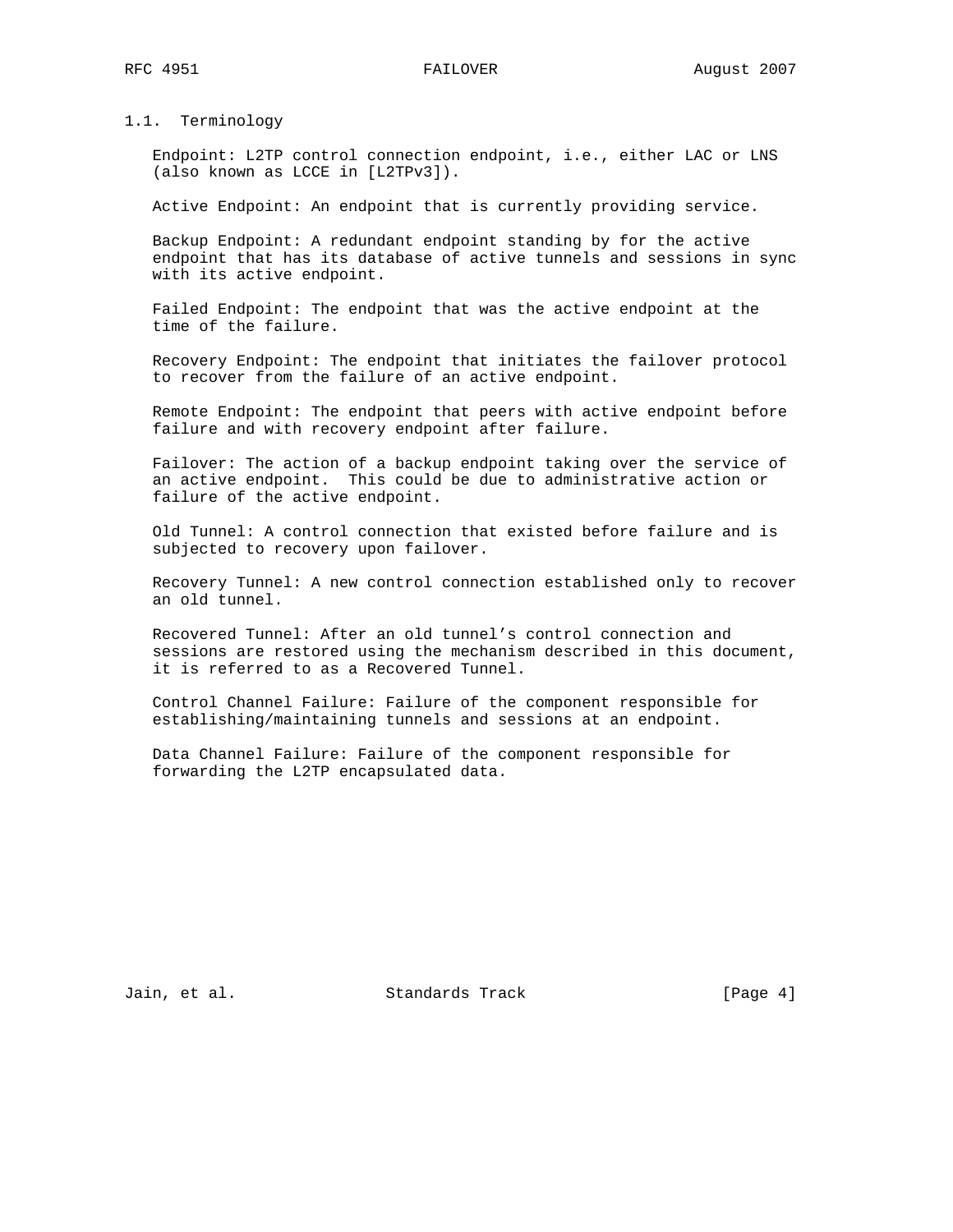### 1.1. Terminology

Endpoint: L2TP control connection endpoint, i.e., either LAC or LNS (also known as LCCE in [L2TPv3]).

Active Endpoint: An endpoint that is currently providing service.

Backup Endpoint: A redundant endpoint standing by for the active endpoint that has its database of active tunnels and sessions in sync with its active endpoint.

Failed Endpoint: The endpoint that was the active endpoint at the time of the failure.

Recovery Endpoint: The endpoint that initiates the failover protocol to recover from the failure of an active endpoint.

Remote Endpoint: The endpoint that peers with active endpoint before failure and with recovery endpoint after failure.

Failover: The action of a backup endpoint taking over the service of an active endpoint. This could be due to administrative action or failure of the active endpoint.

Old Tunnel: A control connection that existed before failure and is subjected to recovery upon failover.

Recovery Tunnel: A new control connection established only to recover an old tunnel.

Recovered Tunnel: After an old tunnel's control connection and sessions are restored using the mechanism described in this document, it is referred to as a Recovered Tunnel.

Control Channel Failure: Failure of the component responsible for establishing/maintaining tunnels and sessions at an endpoint.

Data Channel Failure: Failure of the component responsible for forwarding the L2TP encapsulated data.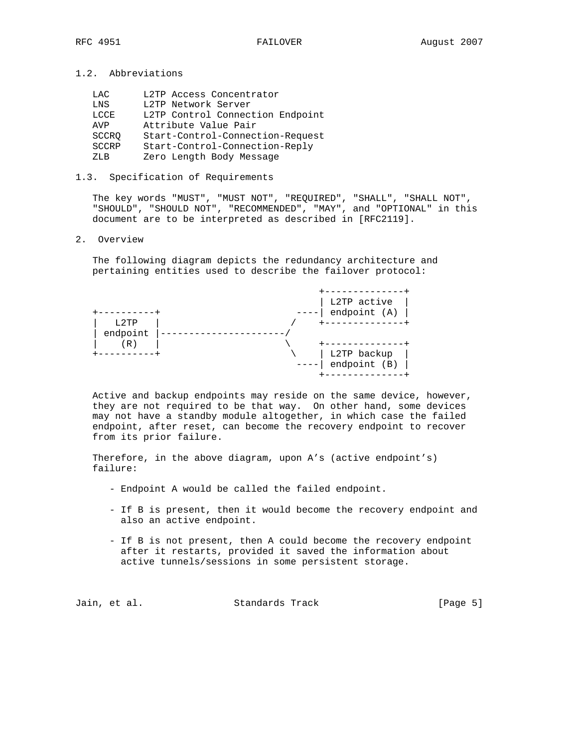## 1.2. Abbreviations

| | |
|---|---|
| LAC | L2TP Access Concentrator |
| LNS | L2TP Network Server |
| LCCE | L2TP Control Connection Endpoint |
| AVP | Attribute Value Pair |
| SCCRQ | Start-Control-Connection-Request |
| SCCRP | Start-Control-Connection-Reply |
| ZLB | Zero Length Body Message |

## 1.3. Specification of Requirements

The key words "MUST", "MUST NOT", "REQUIRED", "SHALL", "SHALL NOT", "SHOULD", "SHOULD NOT", "RECOMMENDED", "MAY", and "OPTIONAL" in this document are to be interpreted as described in [RFC2119].

# 2. Overview

The following diagram depicts the redundancy architecture and pertaining entities used to describe the failover protocol:

```
                                          +--------------+
                                          | L2TP active  |
+----------+                          ----| endpoint (A) |
|   L2TP   |                         /    +--------------+
| endpoint |------------------------/
|    (R)   |                        \     +--------------+
+----------+                         \    | L2TP backup  |
                                      ----| endpoint (B) |
                                          +--------------+
```

Active and backup endpoints may reside on the same device, however, they are not required to be that way. On other hand, some devices may not have a standby module altogether, in which case the failed endpoint, after reset, can become the recovery endpoint to recover from its prior failure.

Therefore, in the above diagram, upon A’s (active endpoint’s) failure:

- Endpoint A would be called the failed endpoint.
- If B is present, then it would become the recovery endpoint and also an active endpoint.
- If B is not present, then A could become the recovery endpoint after it restarts, provided it saved the information about active tunnels/sessions in some persistent storage.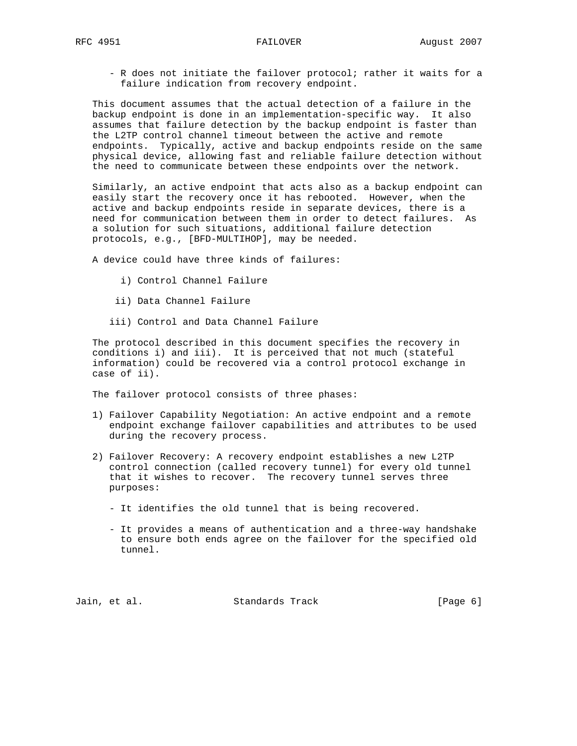- R does not initiate the failover protocol; rather it waits for a failure indication from recovery endpoint.

This document assumes that the actual detection of a failure in the backup endpoint is done in an implementation-specific way. It also assumes that failure detection by the backup endpoint is faster than the L2TP control channel timeout between the active and remote endpoints. Typically, active and backup endpoints reside on the same physical device, allowing fast and reliable failure detection without the need to communicate between these endpoints over the network.

Similarly, an active endpoint that acts also as a backup endpoint can easily start the recovery once it has rebooted. However, when the active and backup endpoints reside in separate devices, there is a need for communication between them in order to detect failures. As a solution for such situations, additional failure detection protocols, e.g., [BFD-MULTIHOP], may be needed.

A device could have three kinds of failures:

i) Control Channel Failure

ii) Data Channel Failure

iii) Control and Data Channel Failure

The protocol described in this document specifies the recovery in conditions i) and iii). It is perceived that not much (stateful information) could be recovered via a control protocol exchange in case of ii).

The failover protocol consists of three phases:

1) Failover Capability Negotiation: An active endpoint and a remote endpoint exchange failover capabilities and attributes to be used during the recovery process.

2) Failover Recovery: A recovery endpoint establishes a new L2TP control connection (called recovery tunnel) for every old tunnel that it wishes to recover. The recovery tunnel serves three purposes:

   - It identifies the old tunnel that is being recovered.

   - It provides a means of authentication and a three-way handshake to ensure both ends agree on the failover for the specified old tunnel.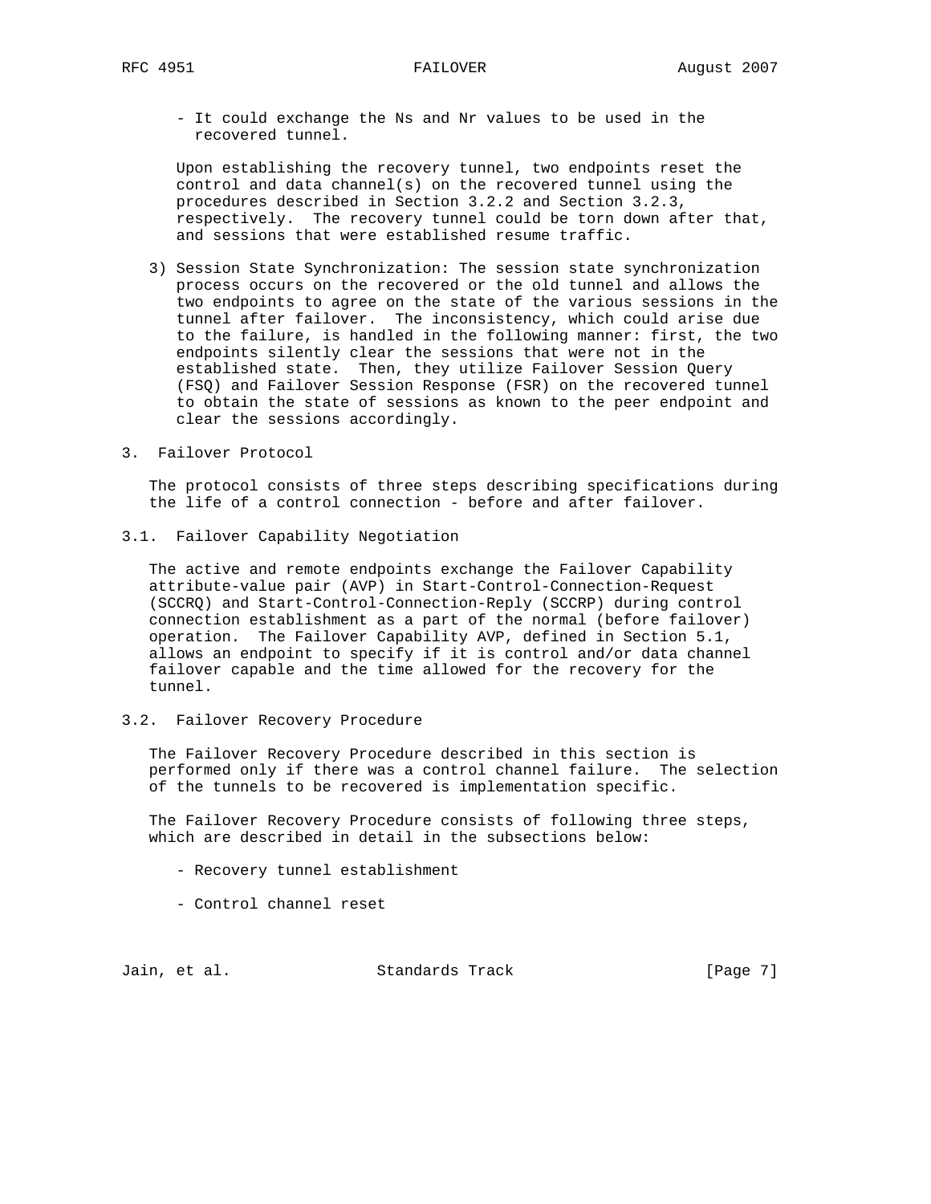- It could exchange the Ns and Nr values to be used in the recovered tunnel.

Upon establishing the recovery tunnel, two endpoints reset the control and data channel(s) on the recovered tunnel using the procedures described in Section 3.2.2 and Section 3.2.3, respectively. The recovery tunnel could be torn down after that, and sessions that were established resume traffic.

3) Session State Synchronization: The session state synchronization process occurs on the recovered or the old tunnel and allows the two endpoints to agree on the state of the various sessions in the tunnel after failover. The inconsistency, which could arise due to the failure, is handled in the following manner: first, the two endpoints silently clear the sessions that were not in the established state. Then, they utilize Failover Session Query (FSQ) and Failover Session Response (FSR) on the recovered tunnel to obtain the state of sessions as known to the peer endpoint and clear the sessions accordingly.

## 3. Failover Protocol

The protocol consists of three steps describing specifications during the life of a control connection - before and after failover.

### 3.1. Failover Capability Negotiation

The active and remote endpoints exchange the Failover Capability attribute-value pair (AVP) in Start-Control-Connection-Request (SCCRQ) and Start-Control-Connection-Reply (SCCRP) during control connection establishment as a part of the normal (before failover) operation. The Failover Capability AVP, defined in Section 5.1, allows an endpoint to specify if it is control and/or data channel failover capable and the time allowed for the recovery for the tunnel.

### 3.2. Failover Recovery Procedure

The Failover Recovery Procedure described in this section is performed only if there was a control channel failure. The selection of the tunnels to be recovered is implementation specific.

The Failover Recovery Procedure consists of following three steps, which are described in detail in the subsections below:

- Recovery tunnel establishment
- Control channel reset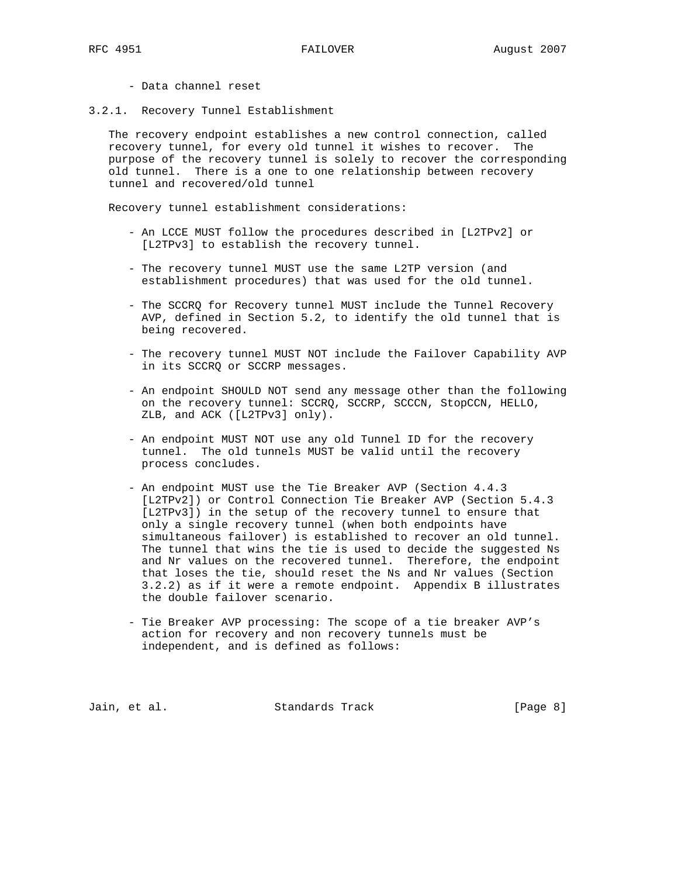- Data channel reset

### 3.2.1. Recovery Tunnel Establishment

The recovery endpoint establishes a new control connection, called recovery tunnel, for every old tunnel it wishes to recover. The purpose of the recovery tunnel is solely to recover the corresponding old tunnel. There is a one to one relationship between recovery tunnel and recovered/old tunnel

Recovery tunnel establishment considerations:

- An LCCE MUST follow the procedures described in [L2TPv2] or [L2TPv3] to establish the recovery tunnel.

- The recovery tunnel MUST use the same L2TP version (and establishment procedures) that was used for the old tunnel.

- The SCCRQ for Recovery tunnel MUST include the Tunnel Recovery AVP, defined in Section 5.2, to identify the old tunnel that is being recovered.

- The recovery tunnel MUST NOT include the Failover Capability AVP in its SCCRQ or SCCRP messages.

- An endpoint SHOULD NOT send any message other than the following on the recovery tunnel: SCCRQ, SCCRP, SCCCN, StopCCN, HELLO, ZLB, and ACK ([L2TPv3] only).

- An endpoint MUST NOT use any old Tunnel ID for the recovery tunnel. The old tunnels MUST be valid until the recovery process concludes.

- An endpoint MUST use the Tie Breaker AVP (Section 4.4.3 [L2TPv2]) or Control Connection Tie Breaker AVP (Section 5.4.3 [L2TPv3]) in the setup of the recovery tunnel to ensure that only a single recovery tunnel (when both endpoints have simultaneous failover) is established to recover an old tunnel. The tunnel that wins the tie is used to decide the suggested Ns and Nr values on the recovered tunnel. Therefore, the endpoint that loses the tie, should reset the Ns and Nr values (Section 3.2.2) as if it were a remote endpoint. Appendix B illustrates the double failover scenario.

- Tie Breaker AVP processing: The scope of a tie breaker AVP's action for recovery and non recovery tunnels must be independent, and is defined as follows: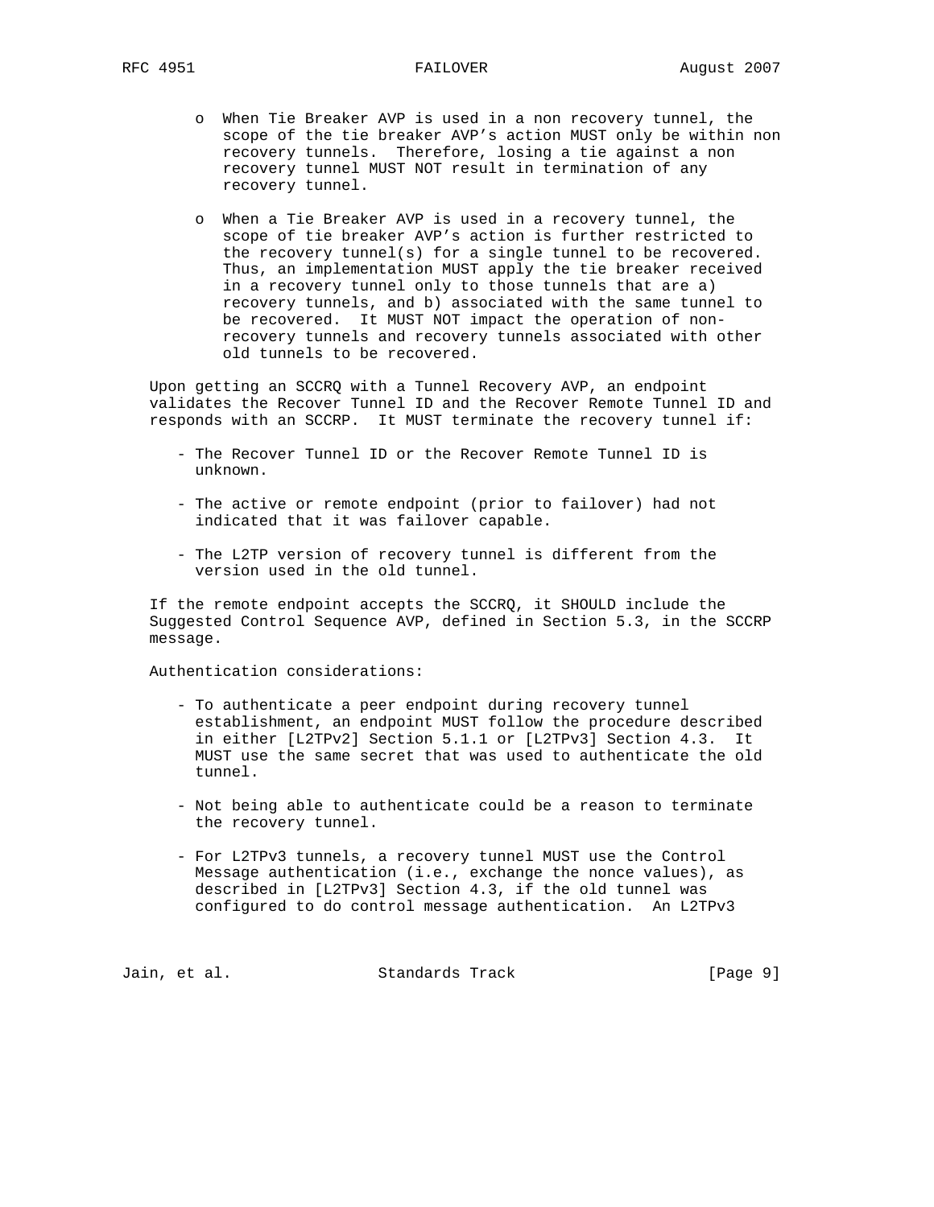- When Tie Breaker AVP is used in a non recovery tunnel, the scope of the tie breaker AVP's action MUST only be within non recovery tunnels. Therefore, losing a tie against a non recovery tunnel MUST NOT result in termination of any recovery tunnel.

- When a Tie Breaker AVP is used in a recovery tunnel, the scope of tie breaker AVP's action is further restricted to the recovery tunnel(s) for a single tunnel to be recovered. Thus, an implementation MUST apply the tie breaker received in a recovery tunnel only to those tunnels that are a) recovery tunnels, and b) associated with the same tunnel to be recovered. It MUST NOT impact the operation of non-recovery tunnels and recovery tunnels associated with other old tunnels to be recovered.

Upon getting an SCCRQ with a Tunnel Recovery AVP, an endpoint validates the Recover Tunnel ID and the Recover Remote Tunnel ID and responds with an SCCRP. It MUST terminate the recovery tunnel if:

- The Recover Tunnel ID or the Recover Remote Tunnel ID is unknown.

- The active or remote endpoint (prior to failover) had not indicated that it was failover capable.

- The L2TP version of recovery tunnel is different from the version used in the old tunnel.

If the remote endpoint accepts the SCCRQ, it SHOULD include the Suggested Control Sequence AVP, defined in Section 5.3, in the SCCRP message.

Authentication considerations:

- To authenticate a peer endpoint during recovery tunnel establishment, an endpoint MUST follow the procedure described in either [L2TPv2] Section 5.1.1 or [L2TPv3] Section 4.3. It MUST use the same secret that was used to authenticate the old tunnel.

- Not being able to authenticate could be a reason to terminate the recovery tunnel.

- For L2TPv3 tunnels, a recovery tunnel MUST use the Control Message authentication (i.e., exchange the nonce values), as described in [L2TPv3] Section 4.3, if the old tunnel was configured to do control message authentication. An L2TPv3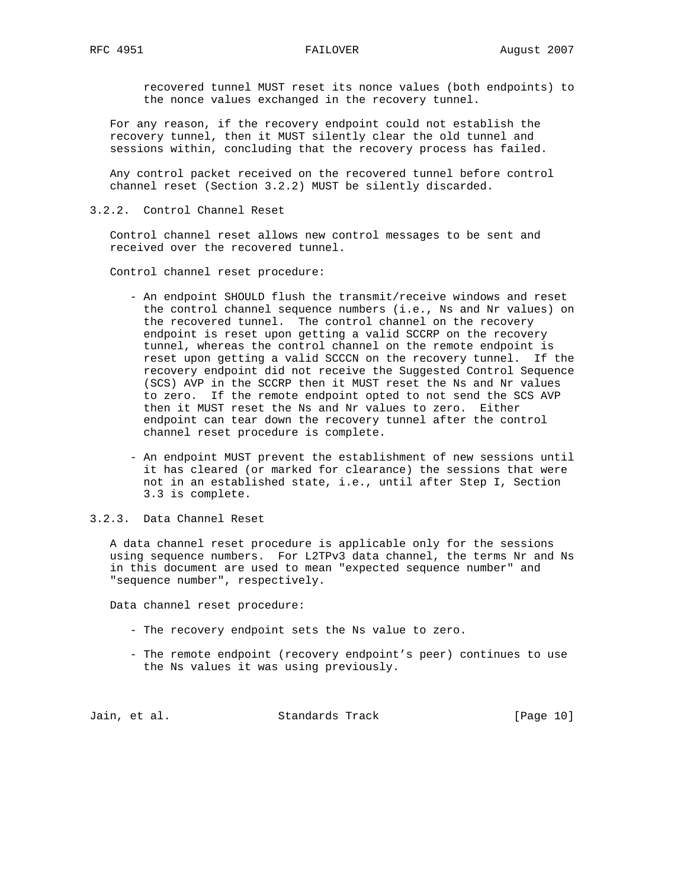recovered tunnel MUST reset its nonce values (both endpoints) to the nonce values exchanged in the recovery tunnel.

For any reason, if the recovery endpoint could not establish the recovery tunnel, then it MUST silently clear the old tunnel and sessions within, concluding that the recovery process has failed.

Any control packet received on the recovered tunnel before control channel reset (Section 3.2.2) MUST be silently discarded.

### 3.2.2. Control Channel Reset

Control channel reset allows new control messages to be sent and received over the recovered tunnel.

Control channel reset procedure:

- An endpoint SHOULD flush the transmit/receive windows and reset the control channel sequence numbers (i.e., Ns and Nr values) on the recovered tunnel. The control channel on the recovery endpoint is reset upon getting a valid SCCRP on the recovery tunnel, whereas the control channel on the remote endpoint is reset upon getting a valid SCCCN on the recovery tunnel. If the recovery endpoint did not receive the Suggested Control Sequence (SCS) AVP in the SCCRP then it MUST reset the Ns and Nr values to zero. If the remote endpoint opted to not send the SCS AVP then it MUST reset the Ns and Nr values to zero. Either endpoint can tear down the recovery tunnel after the control channel reset procedure is complete.

- An endpoint MUST prevent the establishment of new sessions until it has cleared (or marked for clearance) the sessions that were not in an established state, i.e., until after Step I, Section 3.3 is complete.

### 3.2.3. Data Channel Reset

A data channel reset procedure is applicable only for the sessions using sequence numbers. For L2TPv3 data channel, the terms Nr and Ns in this document are used to mean "expected sequence number" and "sequence number", respectively.

Data channel reset procedure:

- The recovery endpoint sets the Ns value to zero.

- The remote endpoint (recovery endpoint's peer) continues to use the Ns values it was using previously.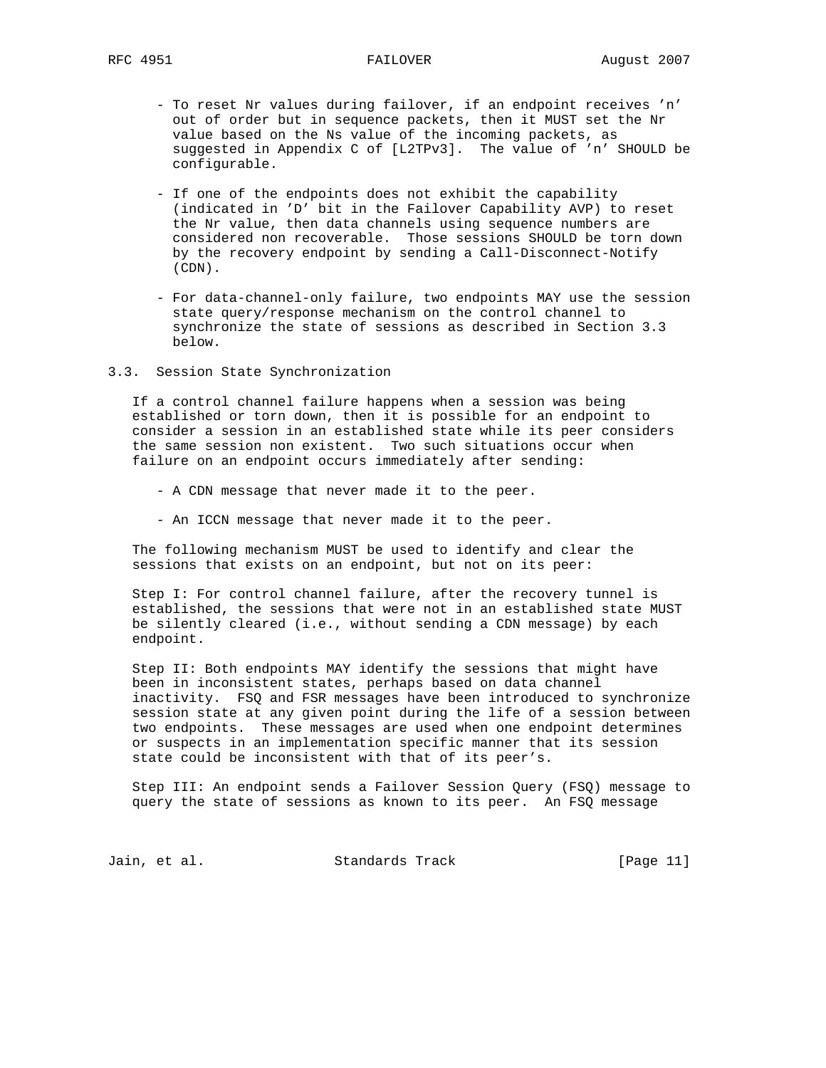- To reset Nr values during failover, if an endpoint receives 'n' out of order but in sequence packets, then it MUST set the Nr value based on the Ns value of the incoming packets, as suggested in Appendix C of [L2TPv3]. The value of 'n' SHOULD be configurable.

- If one of the endpoints does not exhibit the capability (indicated in 'D' bit in the Failover Capability AVP) to reset the Nr value, then data channels using sequence numbers are considered non recoverable. Those sessions SHOULD be torn down by the recovery endpoint by sending a Call-Disconnect-Notify (CDN).

- For data-channel-only failure, two endpoints MAY use the session state query/response mechanism on the control channel to synchronize the state of sessions as described in Section 3.3 below.

### 3.3. Session State Synchronization

If a control channel failure happens when a session was being established or torn down, then it is possible for an endpoint to consider a session in an established state while its peer considers the same session non existent. Two such situations occur when failure on an endpoint occurs immediately after sending:

- A CDN message that never made it to the peer.

- An ICCN message that never made it to the peer.

The following mechanism MUST be used to identify and clear the sessions that exists on an endpoint, but not on its peer:

Step I: For control channel failure, after the recovery tunnel is established, the sessions that were not in an established state MUST be silently cleared (i.e., without sending a CDN message) by each endpoint.

Step II: Both endpoints MAY identify the sessions that might have been in inconsistent states, perhaps based on data channel inactivity. FSQ and FSR messages have been introduced to synchronize session state at any given point during the life of a session between two endpoints. These messages are used when one endpoint determines or suspects in an implementation specific manner that its session state could be inconsistent with that of its peer's.

Step III: An endpoint sends a Failover Session Query (FSQ) message to query the state of sessions as known to its peer. An FSQ message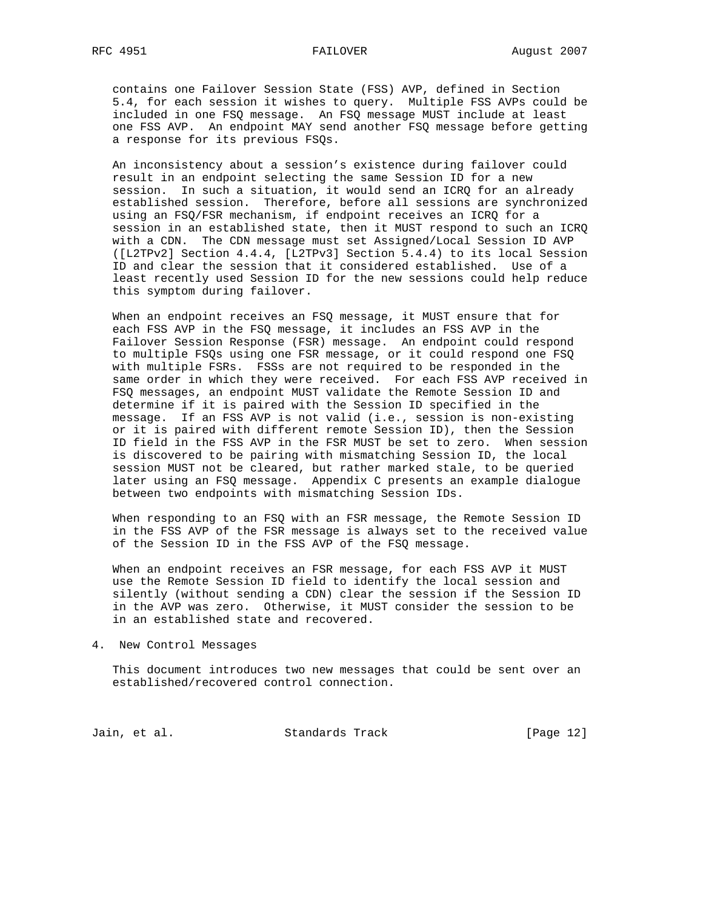contains one Failover Session State (FSS) AVP, defined in Section 5.4, for each session it wishes to query. Multiple FSS AVPs could be included in one FSQ message. An FSQ message MUST include at least one FSS AVP. An endpoint MAY send another FSQ message before getting a response for its previous FSQs.

An inconsistency about a session's existence during failover could result in an endpoint selecting the same Session ID for a new session. In such a situation, it would send an ICRQ for an already established session. Therefore, before all sessions are synchronized using an FSQ/FSR mechanism, if endpoint receives an ICRQ for a session in an established state, then it MUST respond to such an ICRQ with a CDN. The CDN message must set Assigned/Local Session ID AVP ([L2TPv2] Section 4.4.4, [L2TPv3] Section 5.4.4) to its local Session ID and clear the session that it considered established. Use of a least recently used Session ID for the new sessions could help reduce this symptom during failover.

When an endpoint receives an FSQ message, it MUST ensure that for each FSS AVP in the FSQ message, it includes an FSS AVP in the Failover Session Response (FSR) message. An endpoint could respond to multiple FSQs using one FSR message, or it could respond one FSQ with multiple FSRs. FSSs are not required to be responded in the same order in which they were received. For each FSS AVP received in FSQ messages, an endpoint MUST validate the Remote Session ID and determine if it is paired with the Session ID specified in the message. If an FSS AVP is not valid (i.e., session is non-existing or it is paired with different remote Session ID), then the Session ID field in the FSS AVP in the FSR MUST be set to zero. When session is discovered to be pairing with mismatching Session ID, the local session MUST not be cleared, but rather marked stale, to be queried later using an FSQ message. Appendix C presents an example dialogue between two endpoints with mismatching Session IDs.

When responding to an FSQ with an FSR message, the Remote Session ID in the FSS AVP of the FSR message is always set to the received value of the Session ID in the FSS AVP of the FSQ message.

When an endpoint receives an FSR message, for each FSS AVP it MUST use the Remote Session ID field to identify the local session and silently (without sending a CDN) clear the session if the Session ID in the AVP was zero. Otherwise, it MUST consider the session to be in an established state and recovered.

# 4. New Control Messages

This document introduces two new messages that could be sent over an established/recovered control connection.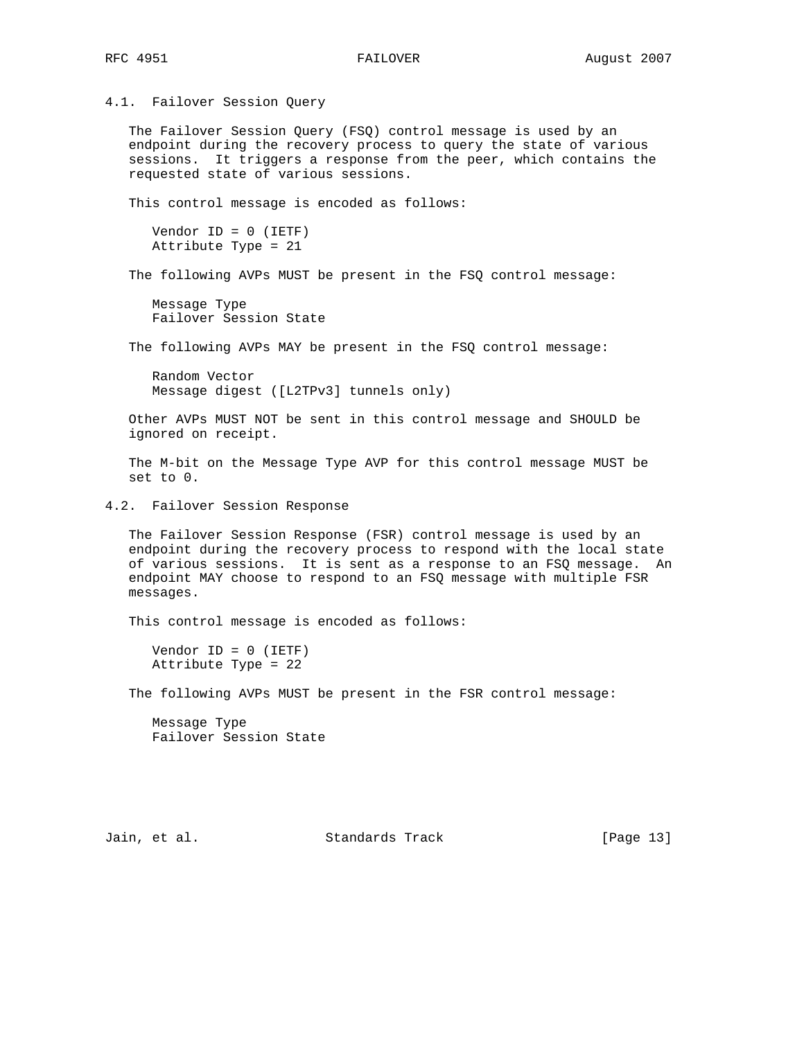### 4.1. Failover Session Query

The Failover Session Query (FSQ) control message is used by an endpoint during the recovery process to query the state of various sessions. It triggers a response from the peer, which contains the requested state of various sessions.

This control message is encoded as follows:

```
Vendor ID = 0 (IETF)
Attribute Type = 21
```

The following AVPs MUST be present in the FSQ control message:

```
Message Type
Failover Session State
```

The following AVPs MAY be present in the FSQ control message:

```
Random Vector
Message digest ([L2TPv3] tunnels only)
```

Other AVPs MUST NOT be sent in this control message and SHOULD be ignored on receipt.

The M-bit on the Message Type AVP for this control message MUST be set to 0.

### 4.2. Failover Session Response

The Failover Session Response (FSR) control message is used by an endpoint during the recovery process to respond with the local state of various sessions. It is sent as a response to an FSQ message. An endpoint MAY choose to respond to an FSQ message with multiple FSR messages.

This control message is encoded as follows:

```
Vendor ID = 0 (IETF)
Attribute Type = 22
```

The following AVPs MUST be present in the FSR control message:

```
Message Type
Failover Session State
```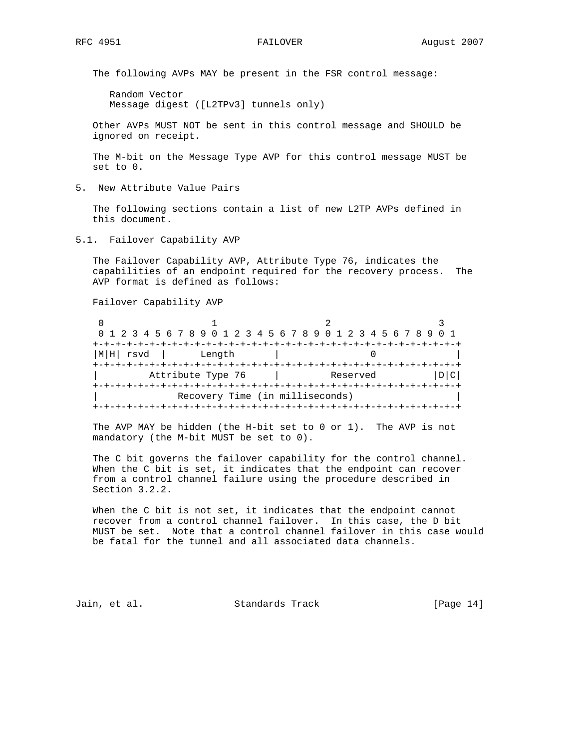The following AVPs MAY be present in the FSR control message:

Random Vector
Message digest ([L2TPv3] tunnels only)

Other AVPs MUST NOT be sent in this control message and SHOULD be ignored on receipt.

The M-bit on the Message Type AVP for this control message MUST be set to 0.

## 5. New Attribute Value Pairs

The following sections contain a list of new L2TP AVPs defined in this document.

### 5.1. Failover Capability AVP

The Failover Capability AVP, Attribute Type 76, indicates the capabilities of an endpoint required for the recovery process. The AVP format is defined as follows:

Failover Capability AVP

```
 0                   1                   2                   3
 0 1 2 3 4 5 6 7 8 9 0 1 2 3 4 5 6 7 8 9 0 1 2 3 4 5 6 7 8 9 0 1
+-+-+-+-+-+-+-+-+-+-+-+-+-+-+-+-+-+-+-+-+-+-+-+-+-+-+-+-+-+-+-+-+
|M|H| rsvd  |      Length       |               0               |
+-+-+-+-+-+-+-+-+-+-+-+-+-+-+-+-+-+-+-+-+-+-+-+-+-+-+-+-+-+-+-+-+
|        Attribute Type 76      |         Reserved          |D|C|
+-+-+-+-+-+-+-+-+-+-+-+-+-+-+-+-+-+-+-+-+-+-+-+-+-+-+-+-+-+-+-+-+
|             Recovery Time (in milliseconds)                   |
+-+-+-+-+-+-+-+-+-+-+-+-+-+-+-+-+-+-+-+-+-+-+-+-+-+-+-+-+-+-+-+-+
```

The AVP MAY be hidden (the H-bit set to 0 or 1). The AVP is not mandatory (the M-bit MUST be set to 0).

The C bit governs the failover capability for the control channel. When the C bit is set, it indicates that the endpoint can recover from a control channel failure using the procedure described in Section 3.2.2.

When the C bit is not set, it indicates that the endpoint cannot recover from a control channel failover. In this case, the D bit MUST be set. Note that a control channel failover in this case would be fatal for the tunnel and all associated data channels.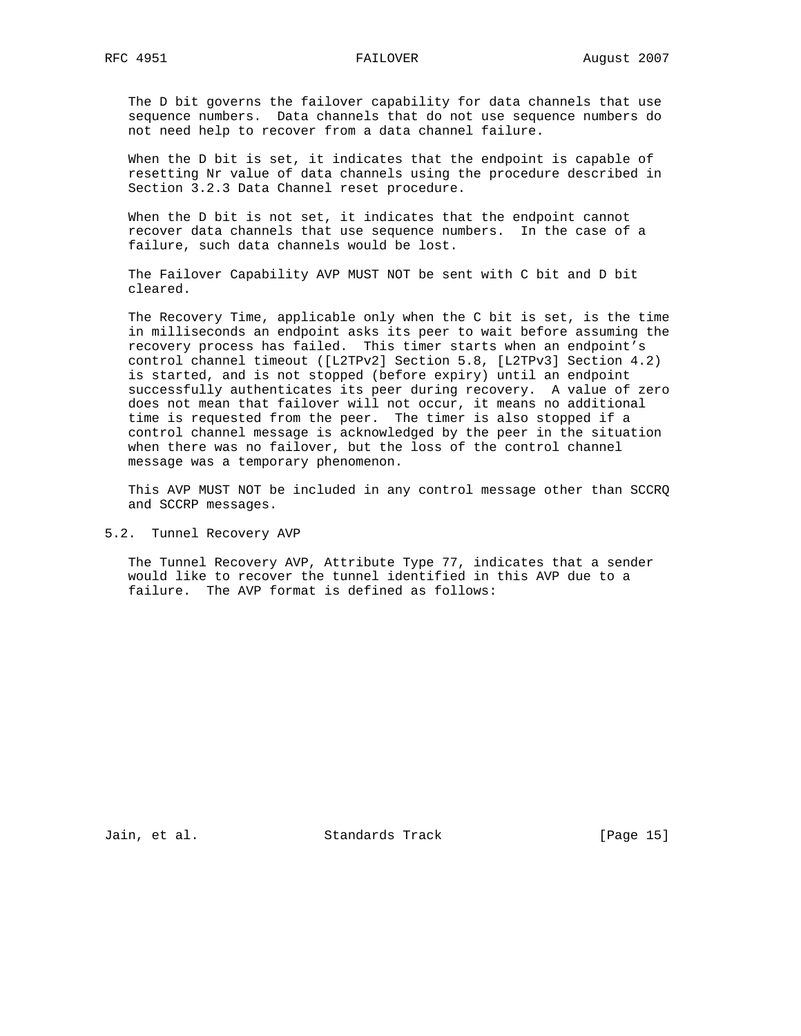The D bit governs the failover capability for data channels that use sequence numbers. Data channels that do not use sequence numbers do not need help to recover from a data channel failure.

When the D bit is set, it indicates that the endpoint is capable of resetting Nr value of data channels using the procedure described in Section 3.2.3 Data Channel reset procedure.

When the D bit is not set, it indicates that the endpoint cannot recover data channels that use sequence numbers. In the case of a failure, such data channels would be lost.

The Failover Capability AVP MUST NOT be sent with C bit and D bit cleared.

The Recovery Time, applicable only when the C bit is set, is the time in milliseconds an endpoint asks its peer to wait before assuming the recovery process has failed. This timer starts when an endpoint's control channel timeout ([L2TPv2] Section 5.8, [L2TPv3] Section 4.2) is started, and is not stopped (before expiry) until an endpoint successfully authenticates its peer during recovery. A value of zero does not mean that failover will not occur, it means no additional time is requested from the peer. The timer is also stopped if a control channel message is acknowledged by the peer in the situation when there was no failover, but the loss of the control channel message was a temporary phenomenon.

This AVP MUST NOT be included in any control message other than SCCRQ and SCCRP messages.

## 5.2. Tunnel Recovery AVP

The Tunnel Recovery AVP, Attribute Type 77, indicates that a sender would like to recover the tunnel identified in this AVP due to a failure. The AVP format is defined as follows: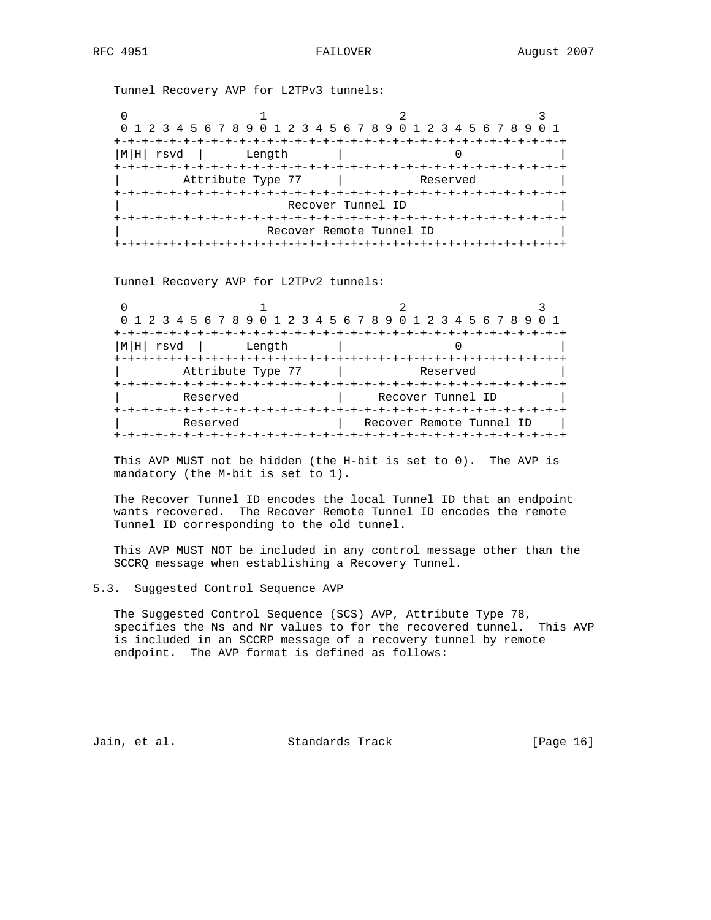Tunnel Recovery AVP for L2TPv3 tunnels:

```
 0                   1                   2                   3
 0 1 2 3 4 5 6 7 8 9 0 1 2 3 4 5 6 7 8 9 0 1 2 3 4 5 6 7 8 9 0 1
+-+-+-+-+-+-+-+-+-+-+-+-+-+-+-+-+-+-+-+-+-+-+-+-+-+-+-+-+-+-+-+-+
|M|H| rsvd  |      Length       |               0               |
+-+-+-+-+-+-+-+-+-+-+-+-+-+-+-+-+-+-+-+-+-+-+-+-+-+-+-+-+-+-+-+-+
|         Attribute Type 77     |           Reserved            |
+-+-+-+-+-+-+-+-+-+-+-+-+-+-+-+-+-+-+-+-+-+-+-+-+-+-+-+-+-+-+-+-+
|                        Recover Tunnel ID                      |
+-+-+-+-+-+-+-+-+-+-+-+-+-+-+-+-+-+-+-+-+-+-+-+-+-+-+-+-+-+-+-+-+
|                     Recover Remote Tunnel ID                  |
+-+-+-+-+-+-+-+-+-+-+-+-+-+-+-+-+-+-+-+-+-+-+-+-+-+-+-+-+-+-+-+-+
```

Tunnel Recovery AVP for L2TPv2 tunnels:

```
 0                   1                   2                   3
 0 1 2 3 4 5 6 7 8 9 0 1 2 3 4 5 6 7 8 9 0 1 2 3 4 5 6 7 8 9 0 1
+-+-+-+-+-+-+-+-+-+-+-+-+-+-+-+-+-+-+-+-+-+-+-+-+-+-+-+-+-+-+-+-+
|M|H| rsvd  |      Length       |               0               |
+-+-+-+-+-+-+-+-+-+-+-+-+-+-+-+-+-+-+-+-+-+-+-+-+-+-+-+-+-+-+-+-+
|         Attribute Type 77     |           Reserved            |
+-+-+-+-+-+-+-+-+-+-+-+-+-+-+-+-+-+-+-+-+-+-+-+-+-+-+-+-+-+-+-+-+
|         Reserved              |      Recover Tunnel ID        |
+-+-+-+-+-+-+-+-+-+-+-+-+-+-+-+-+-+-+-+-+-+-+-+-+-+-+-+-+-+-+-+-+
|         Reserved              |   Recover Remote Tunnel ID    |
+-+-+-+-+-+-+-+-+-+-+-+-+-+-+-+-+-+-+-+-+-+-+-+-+-+-+-+-+-+-+-+-+
```

This AVP MUST not be hidden (the H-bit is set to 0). The AVP is mandatory (the M-bit is set to 1).

The Recover Tunnel ID encodes the local Tunnel ID that an endpoint wants recovered. The Recover Remote Tunnel ID encodes the remote Tunnel ID corresponding to the old tunnel.

This AVP MUST NOT be included in any control message other than the SCCRQ message when establishing a Recovery Tunnel.

## 5.3. Suggested Control Sequence AVP

The Suggested Control Sequence (SCS) AVP, Attribute Type 78, specifies the Ns and Nr values to for the recovered tunnel. This AVP is included in an SCCRP message of a recovery tunnel by remote endpoint. The AVP format is defined as follows: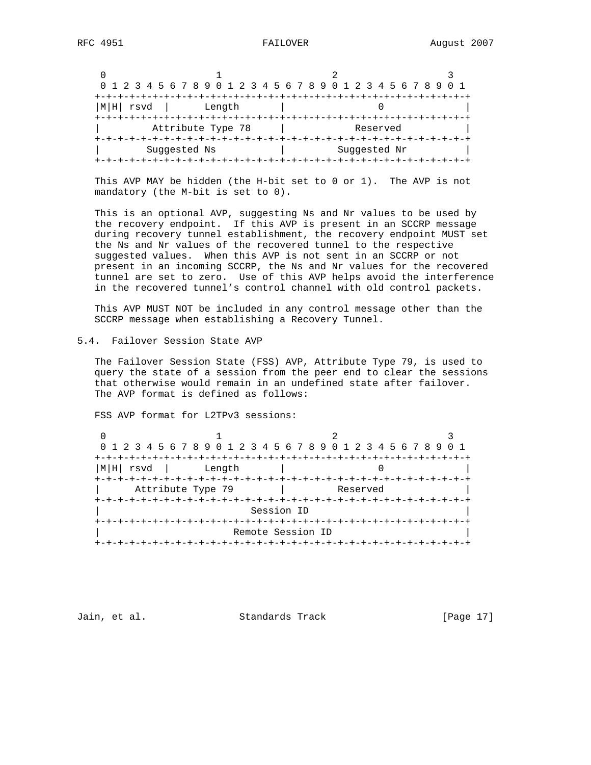```
    0                   1                   2                   3
    0 1 2 3 4 5 6 7 8 9 0 1 2 3 4 5 6 7 8 9 0 1 2 3 4 5 6 7 8 9 0 1
   +-+-+-+-+-+-+-+-+-+-+-+-+-+-+-+-+-+-+-+-+-+-+-+-+-+-+-+-+-+-+-+-+
   |M|H| rsvd  |      Length       |                0              |
   +-+-+-+-+-+-+-+-+-+-+-+-+-+-+-+-+-+-+-+-+-+-+-+-+-+-+-+-+-+-+-+-+
   |        Attribute Type 78      |            Reserved           |
   +-+-+-+-+-+-+-+-+-+-+-+-+-+-+-+-+-+-+-+-+-+-+-+-+-+-+-+-+-+-+-+-+
   |       Suggested Ns            |        Suggested Nr           |
   +-+-+-+-+-+-+-+-+-+-+-+-+-+-+-+-+-+-+-+-+-+-+-+-+-+-+-+-+-+-+-+-+
```

This AVP MAY be hidden (the H-bit set to 0 or 1). The AVP is not mandatory (the M-bit is set to 0).

This is an optional AVP, suggesting Ns and Nr values to be used by the recovery endpoint. If this AVP is present in an SCCRP message during recovery tunnel establishment, the recovery endpoint MUST set the Ns and Nr values of the recovered tunnel to the respective suggested values. When this AVP is not sent in an SCCRP or not present in an incoming SCCRP, the Ns and Nr values for the recovered tunnel are set to zero. Use of this AVP helps avoid the interference in the recovered tunnel's control channel with old control packets.

This AVP MUST NOT be included in any control message other than the SCCRP message when establishing a Recovery Tunnel.

## 5.4. Failover Session State AVP

The Failover Session State (FSS) AVP, Attribute Type 79, is used to query the state of a session from the peer end to clear the sessions that otherwise would remain in an undefined state after failover. The AVP format is defined as follows:

FSS AVP format for L2TPv3 sessions:

```
    0                   1                   2                   3
    0 1 2 3 4 5 6 7 8 9 0 1 2 3 4 5 6 7 8 9 0 1 2 3 4 5 6 7 8 9 0 1
   +-+-+-+-+-+-+-+-+-+-+-+-+-+-+-+-+-+-+-+-+-+-+-+-+-+-+-+-+-+-+-+-+
   |M|H| rsvd  |      Length       |                0              |
   +-+-+-+-+-+-+-+-+-+-+-+-+-+-+-+-+-+-+-+-+-+-+-+-+-+-+-+-+-+-+-+-+
   |      Attribute Type 79        |          Reserved             |
   +-+-+-+-+-+-+-+-+-+-+-+-+-+-+-+-+-+-+-+-+-+-+-+-+-+-+-+-+-+-+-+-+
   |                           Session ID                          |
   +-+-+-+-+-+-+-+-+-+-+-+-+-+-+-+-+-+-+-+-+-+-+-+-+-+-+-+-+-+-+-+-+
   |                       Remote Session ID                       |
   +-+-+-+-+-+-+-+-+-+-+-+-+-+-+-+-+-+-+-+-+-+-+-+-+-+-+-+-+-+-+-+-+
```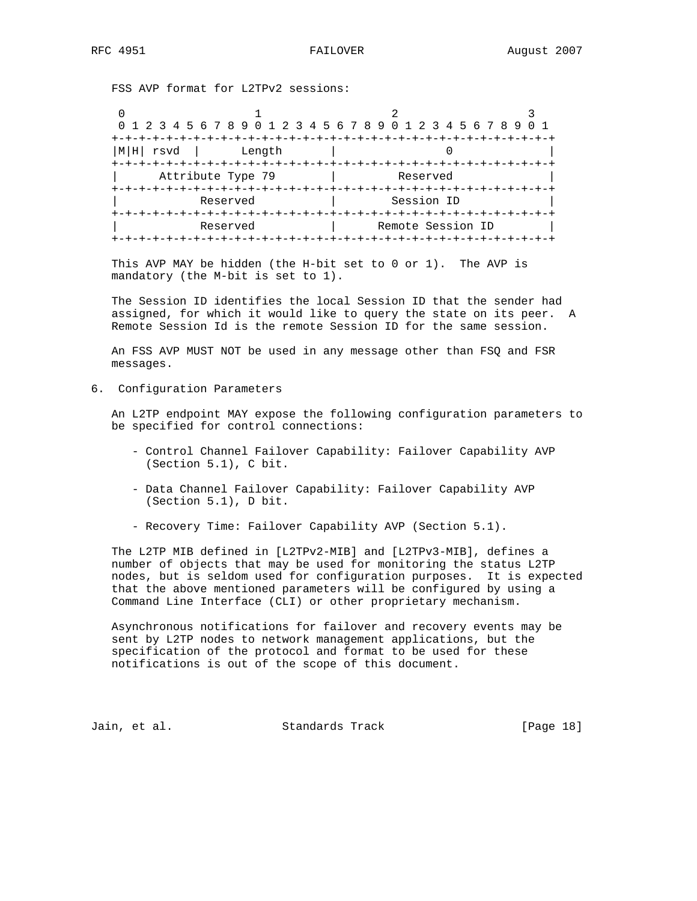FSS AVP format for L2TPv2 sessions:

```
 0                   1                   2                   3
 0 1 2 3 4 5 6 7 8 9 0 1 2 3 4 5 6 7 8 9 0 1 2 3 4 5 6 7 8 9 0 1
+-+-+-+-+-+-+-+-+-+-+-+-+-+-+-+-+-+-+-+-+-+-+-+-+-+-+-+-+-+-+-+-+
|M|H| rsvd  |      Length       |               0               |
+-+-+-+-+-+-+-+-+-+-+-+-+-+-+-+-+-+-+-+-+-+-+-+-+-+-+-+-+-+-+-+-+
|      Attribute Type 79        |         Reserved              |
+-+-+-+-+-+-+-+-+-+-+-+-+-+-+-+-+-+-+-+-+-+-+-+-+-+-+-+-+-+-+-+-+
|           Reserved            |        Session ID             |
+-+-+-+-+-+-+-+-+-+-+-+-+-+-+-+-+-+-+-+-+-+-+-+-+-+-+-+-+-+-+-+-+
|           Reserved            |      Remote Session ID        |
+-+-+-+-+-+-+-+-+-+-+-+-+-+-+-+-+-+-+-+-+-+-+-+-+-+-+-+-+-+-+-+-+
```

This AVP MAY be hidden (the H-bit set to 0 or 1). The AVP is mandatory (the M-bit is set to 1).

The Session ID identifies the local Session ID that the sender had assigned, for which it would like to query the state on its peer. A Remote Session Id is the remote Session ID for the same session.

An FSS AVP MUST NOT be used in any message other than FSQ and FSR messages.

## 6. Configuration Parameters

An L2TP endpoint MAY expose the following configuration parameters to be specified for control connections:

- Control Channel Failover Capability: Failover Capability AVP (Section 5.1), C bit.
- Data Channel Failover Capability: Failover Capability AVP (Section 5.1), D bit.
- Recovery Time: Failover Capability AVP (Section 5.1).

The L2TP MIB defined in [L2TPv2-MIB] and [L2TPv3-MIB], defines a number of objects that may be used for monitoring the status L2TP nodes, but is seldom used for configuration purposes. It is expected that the above mentioned parameters will be configured by using a Command Line Interface (CLI) or other proprietary mechanism.

Asynchronous notifications for failover and recovery events may be sent by L2TP nodes to network management applications, but the specification of the protocol and format to be used for these notifications is out of the scope of this document.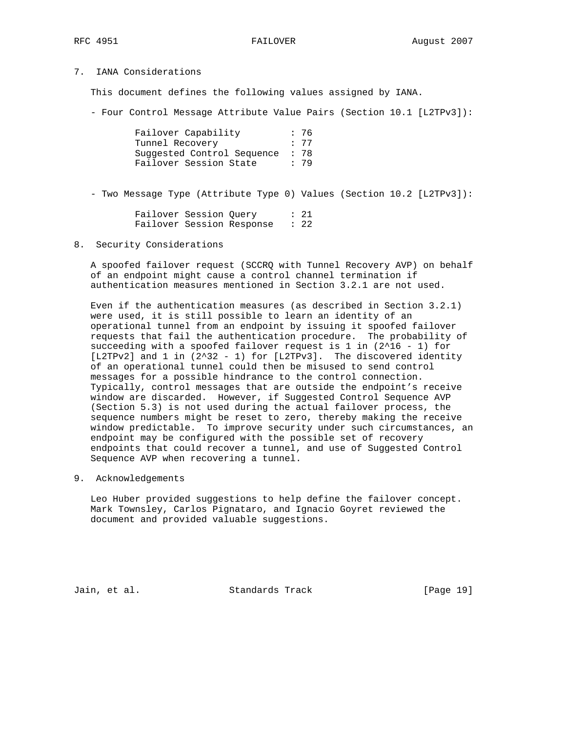## 7. IANA Considerations

This document defines the following values assigned by IANA.

- Four Control Message Attribute Value Pairs (Section 10.1 [L2TPv3]):

```
Failover Capability         : 76
Tunnel Recovery             : 77
Suggested Control Sequence  : 78
Failover Session State      : 79
```

- Two Message Type (Attribute Type 0) Values (Section 10.2 [L2TPv3]):

```
Failover Session Query      : 21
Failover Session Response   : 22
```

## 8. Security Considerations

A spoofed failover request (SCCRQ with Tunnel Recovery AVP) on behalf of an endpoint might cause a control channel termination if authentication measures mentioned in Section 3.2.1 are not used.

Even if the authentication measures (as described in Section 3.2.1) were used, it is still possible to learn an identity of an operational tunnel from an endpoint by issuing it spoofed failover requests that fail the authentication procedure. The probability of succeeding with a spoofed failover request is 1 in $(2^{16} - 1)$ for [L2TPv2] and 1 in $(2^{32} - 1)$ for [L2TPv3]. The discovered identity of an operational tunnel could then be misused to send control messages for a possible hindrance to the control connection. Typically, control messages that are outside the endpoint's receive window are discarded. However, if Suggested Control Sequence AVP (Section 5.3) is not used during the actual failover process, the sequence numbers might be reset to zero, thereby making the receive window predictable. To improve security under such circumstances, an endpoint may be configured with the possible set of recovery endpoints that could recover a tunnel, and use of Suggested Control Sequence AVP when recovering a tunnel.

## 9. Acknowledgements

Leo Huber provided suggestions to help define the failover concept. Mark Townsley, Carlos Pignataro, and Ignacio Goyret reviewed the document and provided valuable suggestions.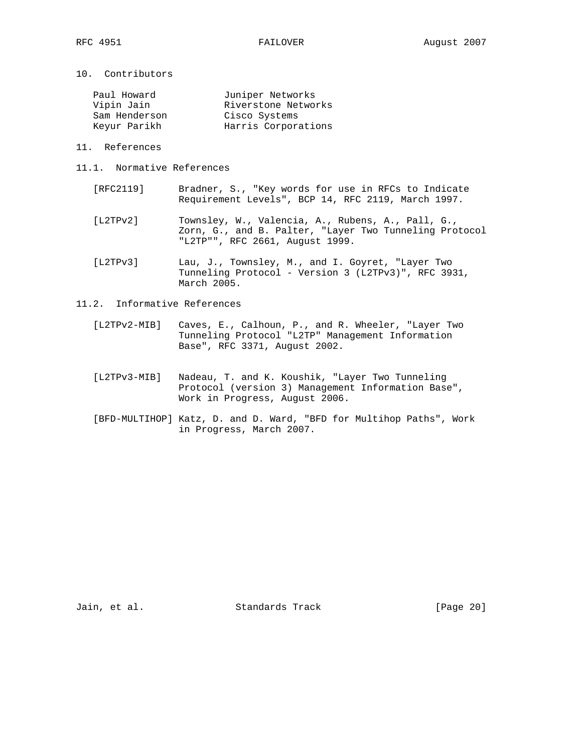## 10. Contributors

| | |
|---|---|
| Paul Howard | Juniper Networks |
| Vipin Jain | Riverstone Networks |
| Sam Henderson | Cisco Systems |
| Keyur Parikh | Harris Corporations |

## 11. References

### 11.1. Normative References

[RFC2119] Bradner, S., "Key words for use in RFCs to Indicate Requirement Levels", BCP 14, RFC 2119, March 1997.

[L2TPv2] Townsley, W., Valencia, A., Rubens, A., Pall, G., Zorn, G., and B. Palter, "Layer Two Tunneling Protocol "L2TP"", RFC 2661, August 1999.

[L2TPv3] Lau, J., Townsley, M., and I. Goyret, "Layer Two Tunneling Protocol - Version 3 (L2TPv3)", RFC 3931, March 2005.

### 11.2. Informative References

[L2TPv2-MIB] Caves, E., Calhoun, P., and R. Wheeler, "Layer Two Tunneling Protocol "L2TP" Management Information Base", RFC 3371, August 2002.

[L2TPv3-MIB] Nadeau, T. and K. Koushik, "Layer Two Tunneling Protocol (version 3) Management Information Base", Work in Progress, August 2006.

[BFD-MULTIHOP] Katz, D. and D. Ward, "BFD for Multihop Paths", Work in Progress, March 2007.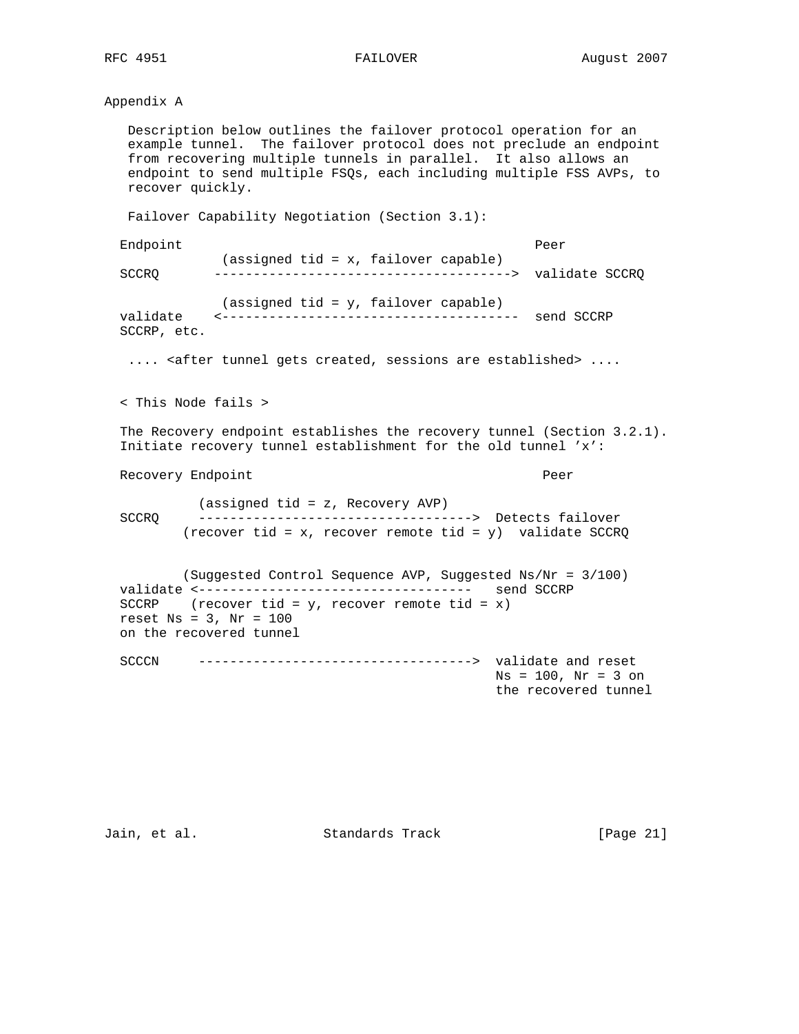## Appendix A

Description below outlines the failover protocol operation for an example tunnel. The failover protocol does not preclude an endpoint from recovering multiple tunnels in parallel. It also allows an endpoint to send multiple FSQs, each including multiple FSS AVPs, to recover quickly.

Failover Capability Negotiation (Section 3.1):

```
Endpoint                                              Peer
             (assigned tid = x, failover capable)
SCCRQ       ------------------------------------->  validate SCCRQ

             (assigned tid = y, failover capable)
validate    <-------------------------------------  send SCCRP
SCCRP, etc.
```

.... <after tunnel gets created, sessions are established> ....

< This Node fails >

The Recovery endpoint establishes the recovery tunnel (Section 3.2.1). Initiate recovery tunnel establishment for the old tunnel 'x':

```
Recovery Endpoint                                      Peer

          (assigned tid = z, Recovery AVP)
SCCRQ     ---------------------------------->  Detects failover
        (recover tid = x, recover remote tid = y)  validate SCCRQ


        (Suggested Control Sequence AVP, Suggested Ns/Nr = 3/100)
validate <----------------------------------   send SCCRP
SCCRP    (recover tid = y, recover remote tid = x)
reset Ns = 3, Nr = 100
on the recovered tunnel

SCCCN     ---------------------------------->  validate and reset
                                               Ns = 100, Nr = 3 on
                                               the recovered tunnel
```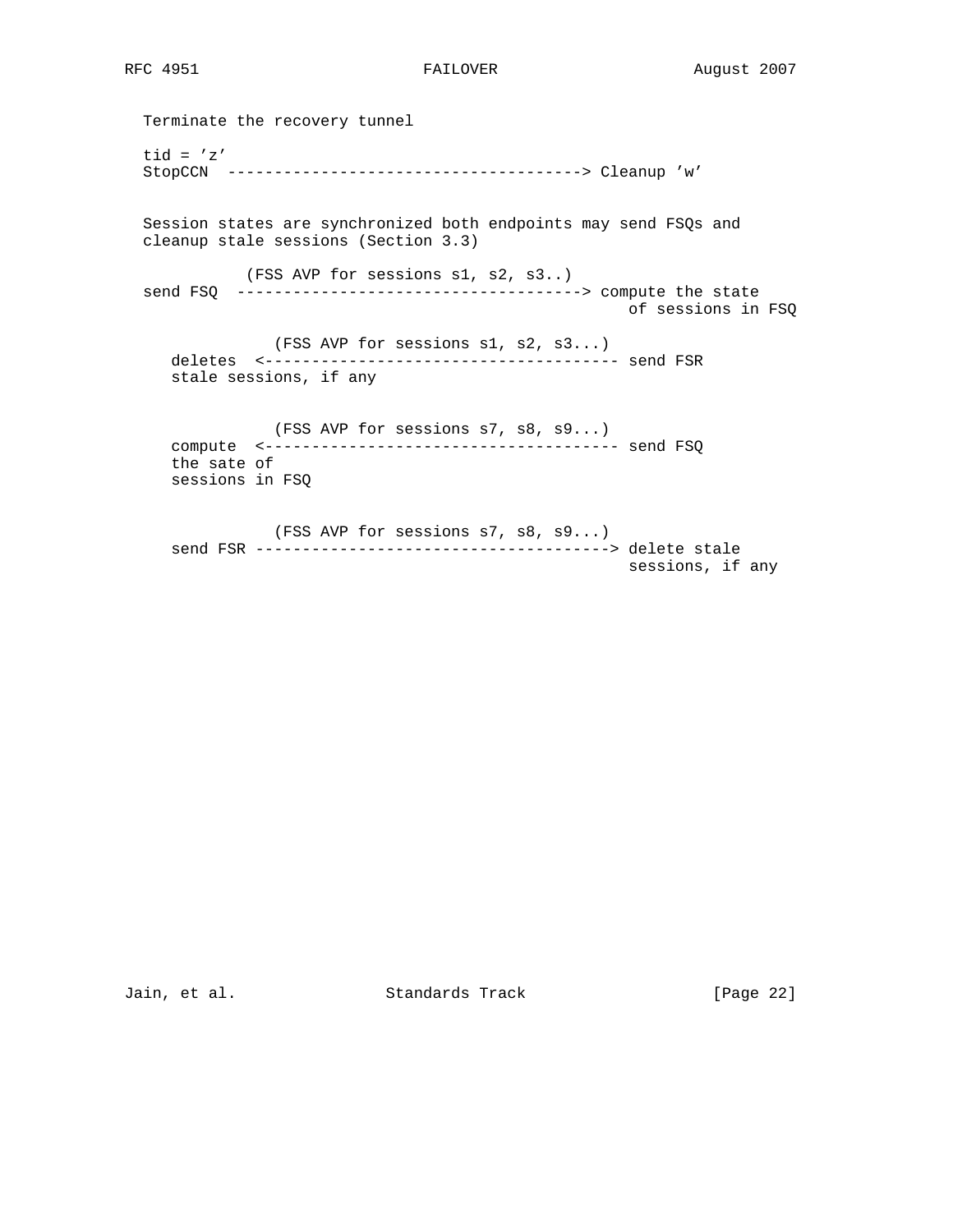```
   Terminate the recovery tunnel

   tid = 'z'
   StopCCN  -------------------------------------> Cleanup 'w'


   Session states are synchronized both endpoints may send FSQs and
   cleanup stale sessions (Section 3.3)

              (FSS AVP for sessions s1, s2, s3..)
   send FSQ  ------------------------------------> compute the state
                                                       of sessions in FSQ

                 (FSS AVP for sessions s1, s2, s3...)
      deletes  <------------------------------------- send FSR
      stale sessions, if any


                 (FSS AVP for sessions s7, s8, s9...)
      compute  <------------------------------------- send FSQ
      the sate of
      sessions in FSQ


                 (FSS AVP for sessions s7, s8, s9...)
      send FSR -------------------------------------> delete stale
                                                       sessions, if any
```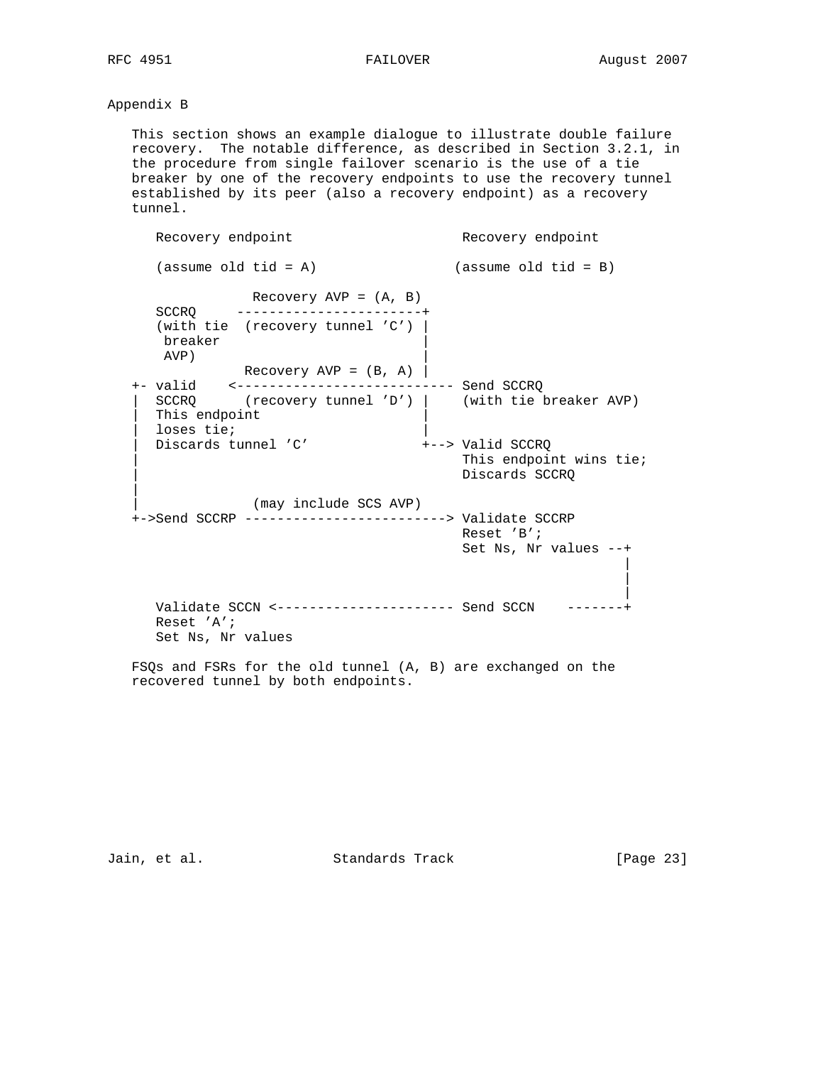## Appendix B

This section shows an example dialogue to illustrate double failure recovery. The notable difference, as described in Section 3.2.1, in the procedure from single failover scenario is the use of a tie breaker by one of the recovery endpoints to use the recovery tunnel established by its peer (also a recovery endpoint) as a recovery tunnel.

```
      Recovery endpoint                      Recovery endpoint

      (assume old tid = A)                  (assume old tid = B)

                   Recovery AVP = (A, B)
      SCCRQ     -----------------------+
      (with tie  (recovery tunnel 'C') |
       breaker                         |
       AVP)                            |
                 Recovery AVP = (B, A) |
   +- valid    <-------------------------- Send SCCRQ
   |  SCCRQ      (recovery tunnel 'D') |    (with tie breaker AVP)
   |  This endpoint                    |
   |  loses tie;                       |
   |  Discards tunnel 'C'              +--> Valid SCCRQ
   |                                        This endpoint wins tie;
   |                                        Discards SCCRQ
   |
   |               (may include SCS AVP)
   +->Send SCCRP -------------------------> Validate SCCRP
                                            Reset 'B';
                                            Set Ns, Nr values --+
                                                                |
                                                                |
                                                                |
      Validate SCCN <---------------------- Send SCCN    -------+
      Reset 'A';
      Set Ns, Nr values
```

FSQs and FSRs for the old tunnel (A, B) are exchanged on the recovered tunnel by both endpoints.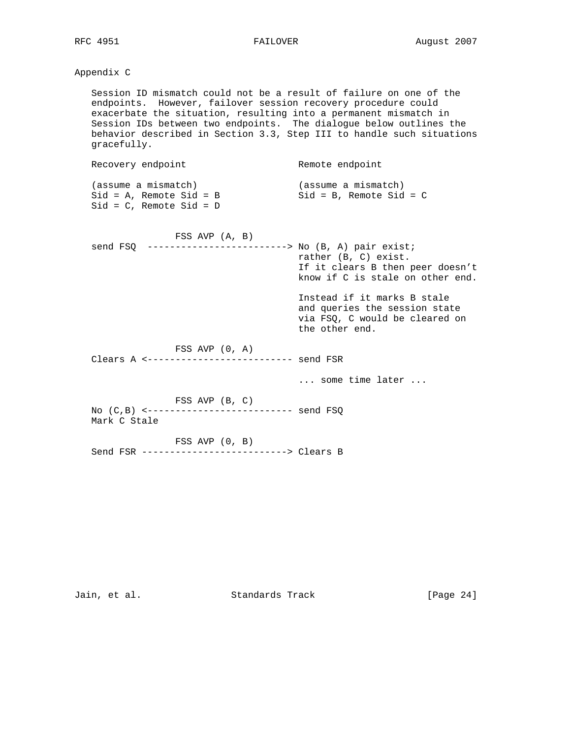# Appendix C

Session ID mismatch could not be a result of failure on one of the endpoints. However, failover session recovery procedure could exacerbate the situation, resulting into a permanent mismatch in Session IDs between two endpoints. The dialogue below outlines the behavior described in Section 3.3, Step III to handle such situations gracefully.

```
Recovery endpoint                     Remote endpoint

(assume a mismatch)                   (assume a mismatch)
Sid = A, Remote Sid = B               Sid = B, Remote Sid = C
Sid = C, Remote Sid = D


               FSS AVP (A, B)
send FSQ  -------------------------> No (B, A) pair exist;
                                      rather (B, C) exist.
                                      If it clears B then peer doesn't
                                      know if C is stale on other end.

                                      Instead if it marks B stale
                                      and queries the session state
                                      via FSQ, C would be cleared on
                                      the other end.

               FSS AVP (0, A)
Clears A <-------------------------- send FSR

                                      ... some time later ...

               FSS AVP (B, C)
No (C,B) <-------------------------- send FSQ
Mark C Stale

               FSS AVP (0, B)
Send FSR --------------------------> Clears B
```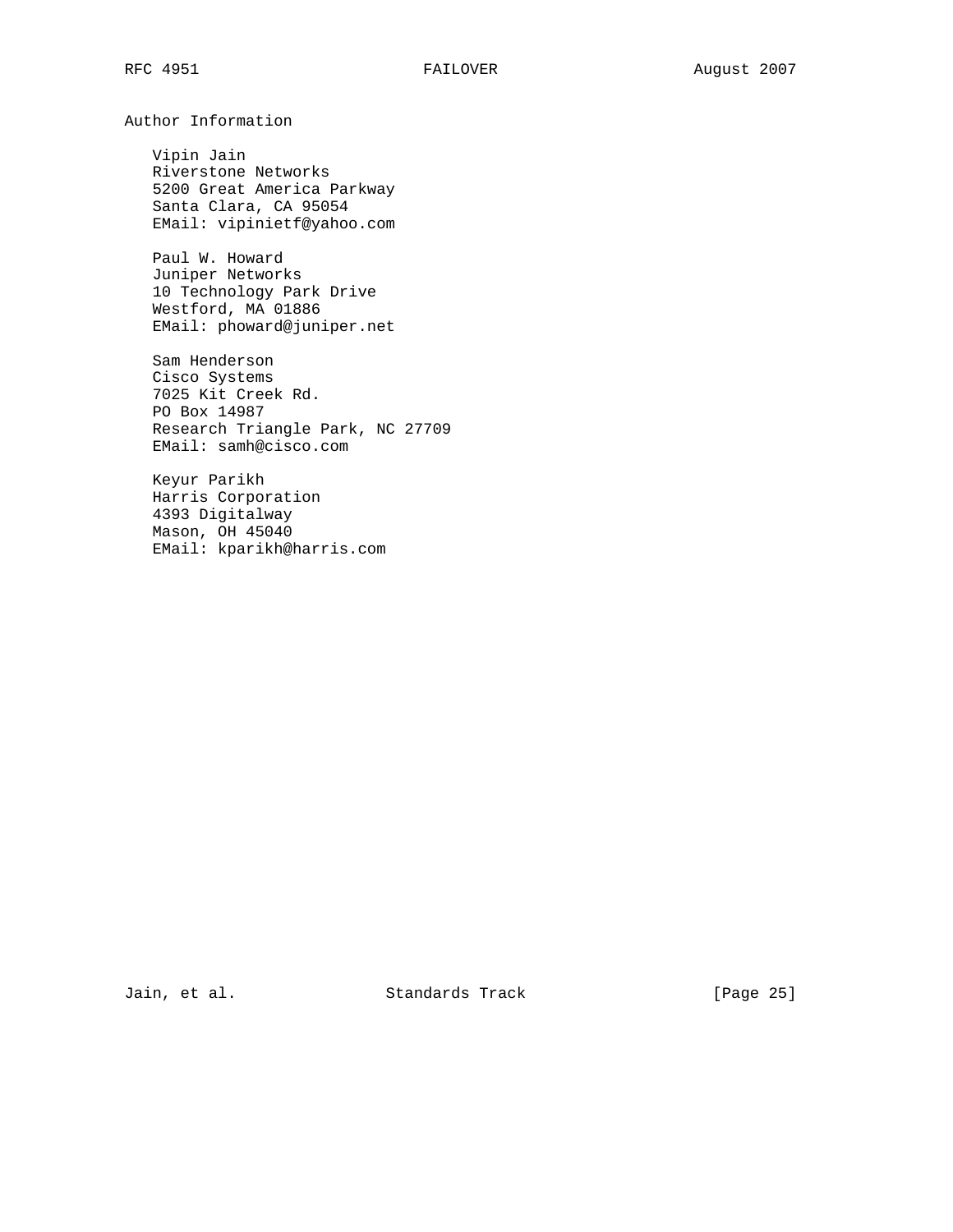## Author Information

Vipin Jain
Riverstone Networks
5200 Great America Parkway
Santa Clara, CA 95054
EMail: vipinietf@yahoo.com

Paul W. Howard
Juniper Networks
10 Technology Park Drive
Westford, MA 01886
EMail: phoward@juniper.net

Sam Henderson
Cisco Systems
7025 Kit Creek Rd.
PO Box 14987
Research Triangle Park, NC 27709
EMail: samh@cisco.com

Keyur Parikh
Harris Corporation
4393 Digitalway
Mason, OH 45040
EMail: kparikh@harris.com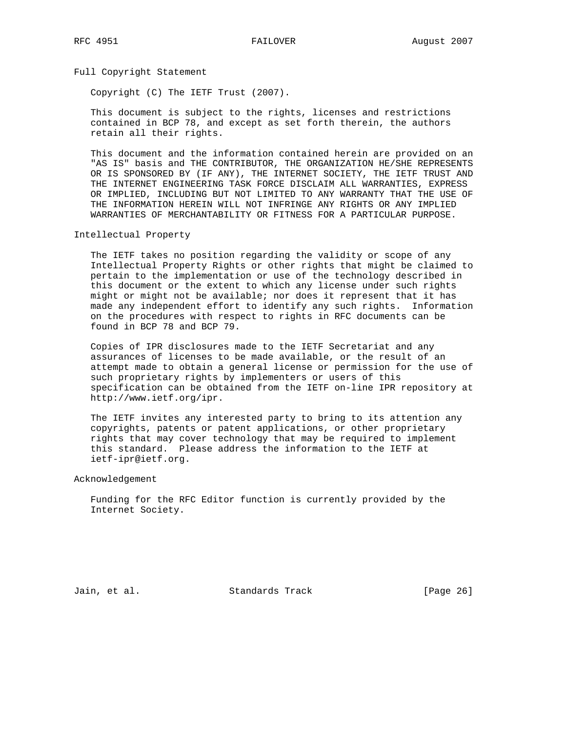## Full Copyright Statement

Copyright (C) The IETF Trust (2007).

This document is subject to the rights, licenses and restrictions contained in BCP 78, and except as set forth therein, the authors retain all their rights.

This document and the information contained herein are provided on an "AS IS" basis and THE CONTRIBUTOR, THE ORGANIZATION HE/SHE REPRESENTS OR IS SPONSORED BY (IF ANY), THE INTERNET SOCIETY, THE IETF TRUST AND THE INTERNET ENGINEERING TASK FORCE DISCLAIM ALL WARRANTIES, EXPRESS OR IMPLIED, INCLUDING BUT NOT LIMITED TO ANY WARRANTY THAT THE USE OF THE INFORMATION HEREIN WILL NOT INFRINGE ANY RIGHTS OR ANY IMPLIED WARRANTIES OF MERCHANTABILITY OR FITNESS FOR A PARTICULAR PURPOSE.

## Intellectual Property

The IETF takes no position regarding the validity or scope of any Intellectual Property Rights or other rights that might be claimed to pertain to the implementation or use of the technology described in this document or the extent to which any license under such rights might or might not be available; nor does it represent that it has made any independent effort to identify any such rights. Information on the procedures with respect to rights in RFC documents can be found in BCP 78 and BCP 79.

Copies of IPR disclosures made to the IETF Secretariat and any assurances of licenses to be made available, or the result of an attempt made to obtain a general license or permission for the use of such proprietary rights by implementers or users of this specification can be obtained from the IETF on-line IPR repository at http://www.ietf.org/ipr.

The IETF invites any interested party to bring to its attention any copyrights, patents or patent applications, or other proprietary rights that may cover technology that may be required to implement this standard. Please address the information to the IETF at ietf-ipr@ietf.org.

## Acknowledgement

Funding for the RFC Editor function is currently provided by the Internet Society.